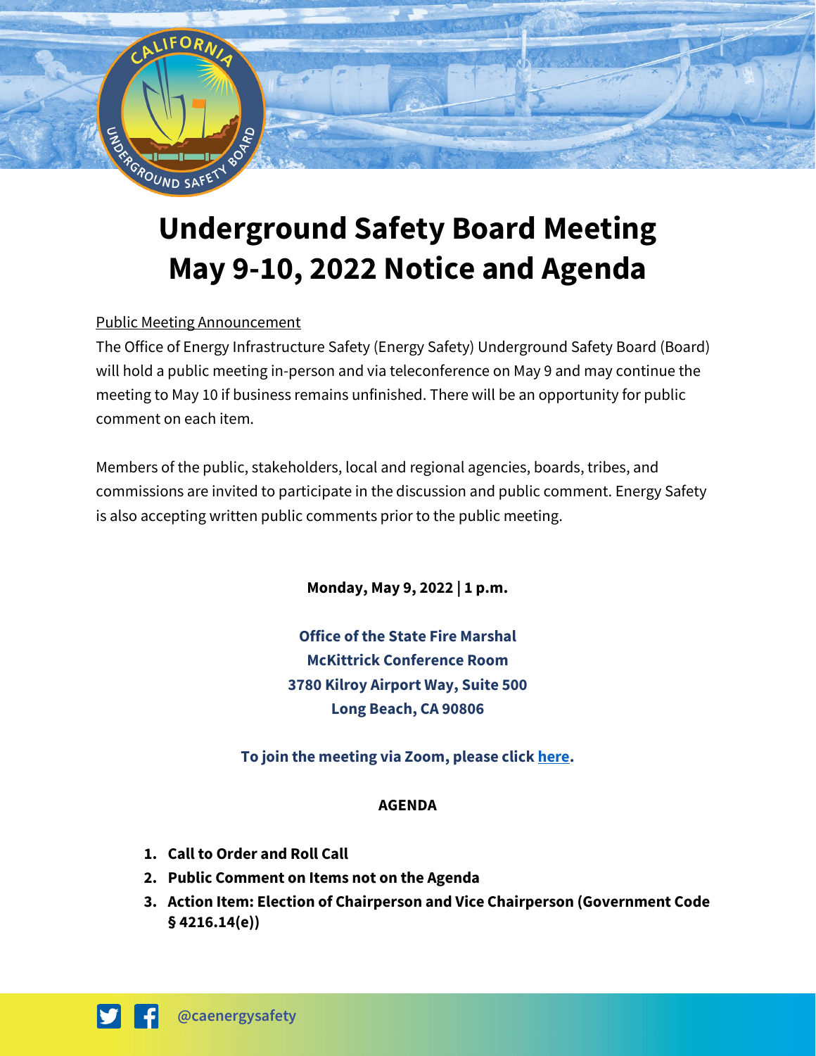# Underground Safety Board Meeting May 9-10, 2022 Notice and Agenda

Public Meeting Announcement

The Office of Energy Infrastructure Safety (Energy Safety) Underground Safety Board (Board) will hold a public meeting in-person and via teleconference on May 9 and may continue the meeting to May 10 if business remains unfinished. There will be an opportunity for public comment on each item.

Members of the public, stakeholders, local and regional agencies, boards, tribes, and commissions are invited to participate in the discussion and public comment. Energy Safety is also accepting written public comments prior to the public meeting.

**Monday, May 9, 2022 | 1 p.m.**

**Office of the State Fire Marshal**
**McKittrick Conference Room**
**3780 Kilroy Airport Way, Suite 500**
**Long Beach, CA 90806**

**To join the meeting via Zoom, please click here.**

**AGENDA**

1. **Call to Order and Roll Call**
2. **Public Comment on Items not on the Agenda**
3. **Action Item: Election of Chairperson and Vice Chairperson (Government Code § 4216.14(e))**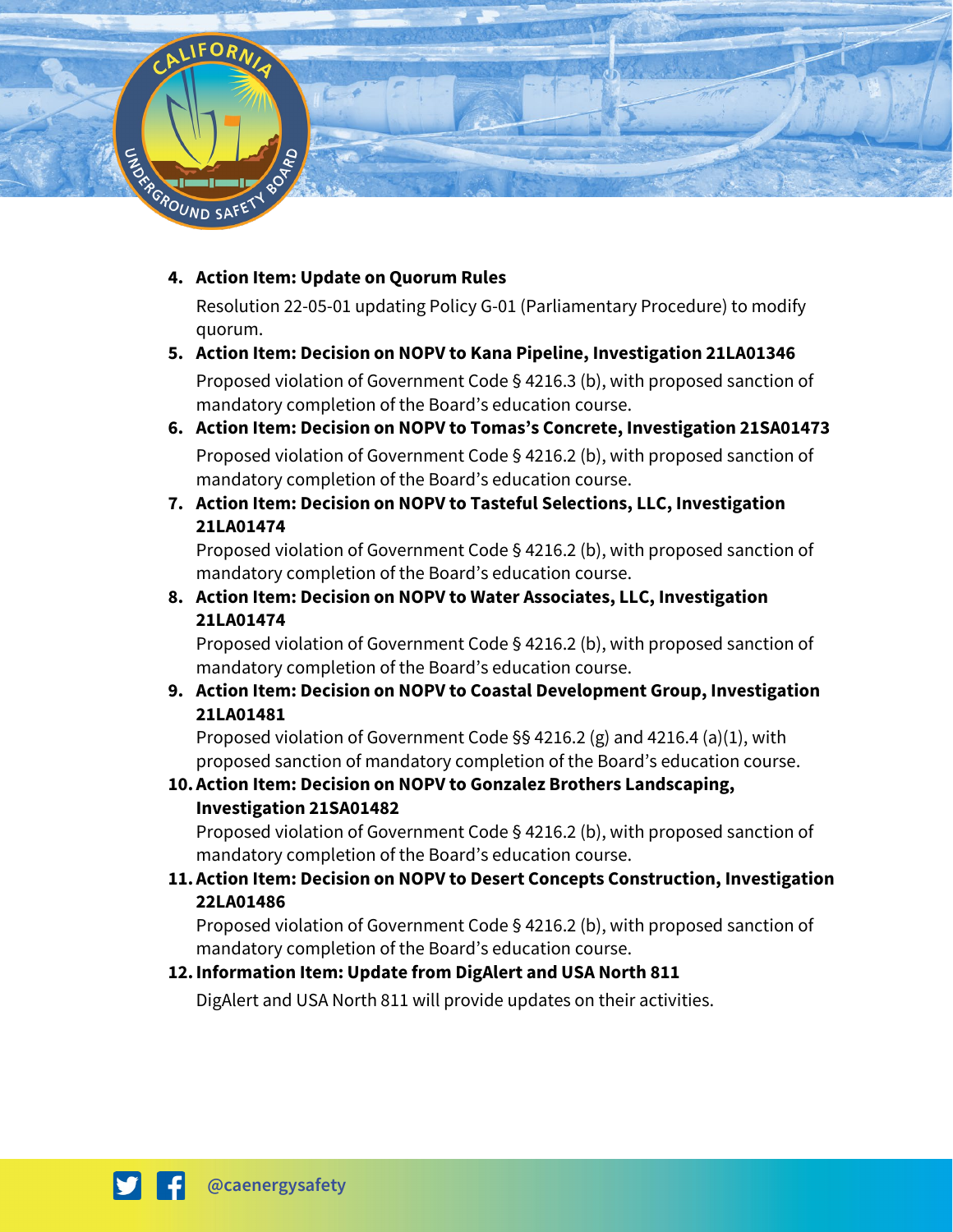4. **Action Item: Update on Quorum Rules**

   Resolution 22-05-01 updating Policy G-01 (Parliamentary Procedure) to modify quorum.

5. **Action Item: Decision on NOPV to Kana Pipeline, Investigation 21LA01346**

   Proposed violation of Government Code § 4216.3 (b), with proposed sanction of mandatory completion of the Board's education course.

6. **Action Item: Decision on NOPV to Tomas's Concrete, Investigation 21SA01473**

   Proposed violation of Government Code § 4216.2 (b), with proposed sanction of mandatory completion of the Board's education course.

7. **Action Item: Decision on NOPV to Tasteful Selections, LLC, Investigation 21LA01474**

   Proposed violation of Government Code § 4216.2 (b), with proposed sanction of mandatory completion of the Board's education course.

8. **Action Item: Decision on NOPV to Water Associates, LLC, Investigation 21LA01474**

   Proposed violation of Government Code § 4216.2 (b), with proposed sanction of mandatory completion of the Board's education course.

9. **Action Item: Decision on NOPV to Coastal Development Group, Investigation 21LA01481**

   Proposed violation of Government Code §§ 4216.2 (g) and 4216.4 (a)(1), with proposed sanction of mandatory completion of the Board's education course.

10. **Action Item: Decision on NOPV to Gonzalez Brothers Landscaping, Investigation 21SA01482**

    Proposed violation of Government Code § 4216.2 (b), with proposed sanction of mandatory completion of the Board's education course.

11. **Action Item: Decision on NOPV to Desert Concepts Construction, Investigation 22LA01486**

    Proposed violation of Government Code § 4216.2 (b), with proposed sanction of mandatory completion of the Board's education course.

12. **Information Item: Update from DigAlert and USA North 811**

    DigAlert and USA North 811 will provide updates on their activities.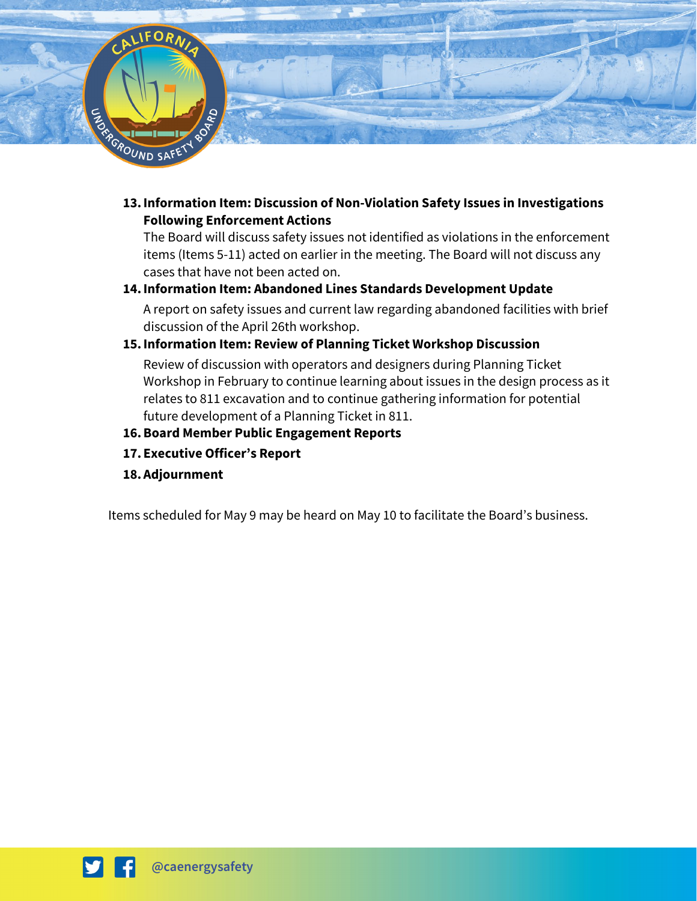13. **Information Item: Discussion of Non-Violation Safety Issues in Investigations Following Enforcement Actions**
    The Board will discuss safety issues not identified as violations in the enforcement items (Items 5-11) acted on earlier in the meeting. The Board will not discuss any cases that have not been acted on.
14. **Information Item: Abandoned Lines Standards Development Update**
    A report on safety issues and current law regarding abandoned facilities with brief discussion of the April 26th workshop.
15. **Information Item: Review of Planning Ticket Workshop Discussion**
    Review of discussion with operators and designers during Planning Ticket Workshop in February to continue learning about issues in the design process as it relates to 811 excavation and to continue gathering information for potential future development of a Planning Ticket in 811.
16. **Board Member Public Engagement Reports**
17. **Executive Officer's Report**
18. **Adjournment**

Items scheduled for May 9 may be heard on May 10 to facilitate the Board's business.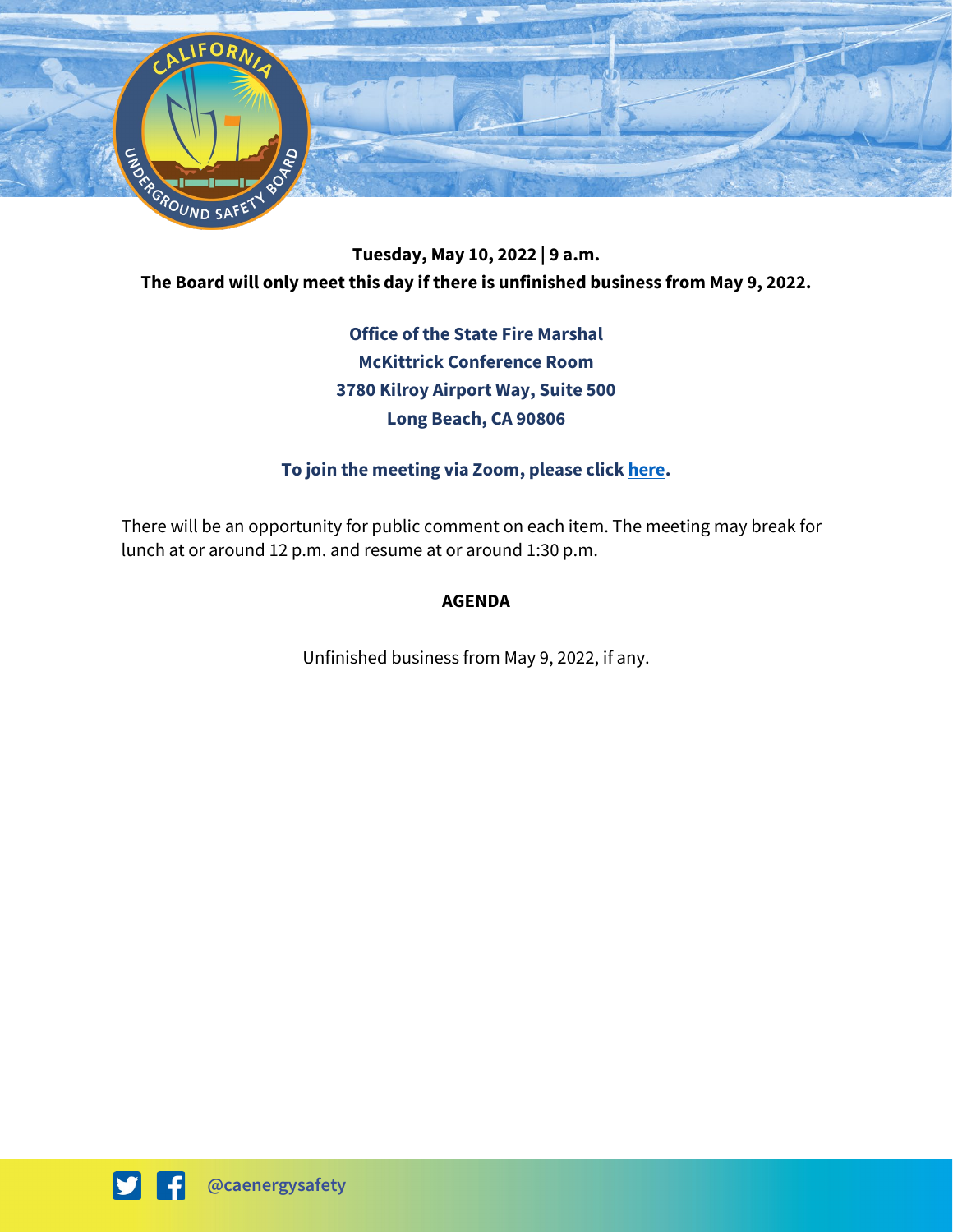**Tuesday, May 10, 2022 | 9 a.m.**

**The Board will only meet this day if there is unfinished business from May 9, 2022.**

**Office of the State Fire Marshal**
**McKittrick Conference Room**
**3780 Kilroy Airport Way, Suite 500**
**Long Beach, CA 90806**

**To join the meeting via Zoom, please click here.**

There will be an opportunity for public comment on each item. The meeting may break for lunch at or around 12 p.m. and resume at or around 1:30 p.m.

## AGENDA

Unfinished business from May 9, 2022, if any.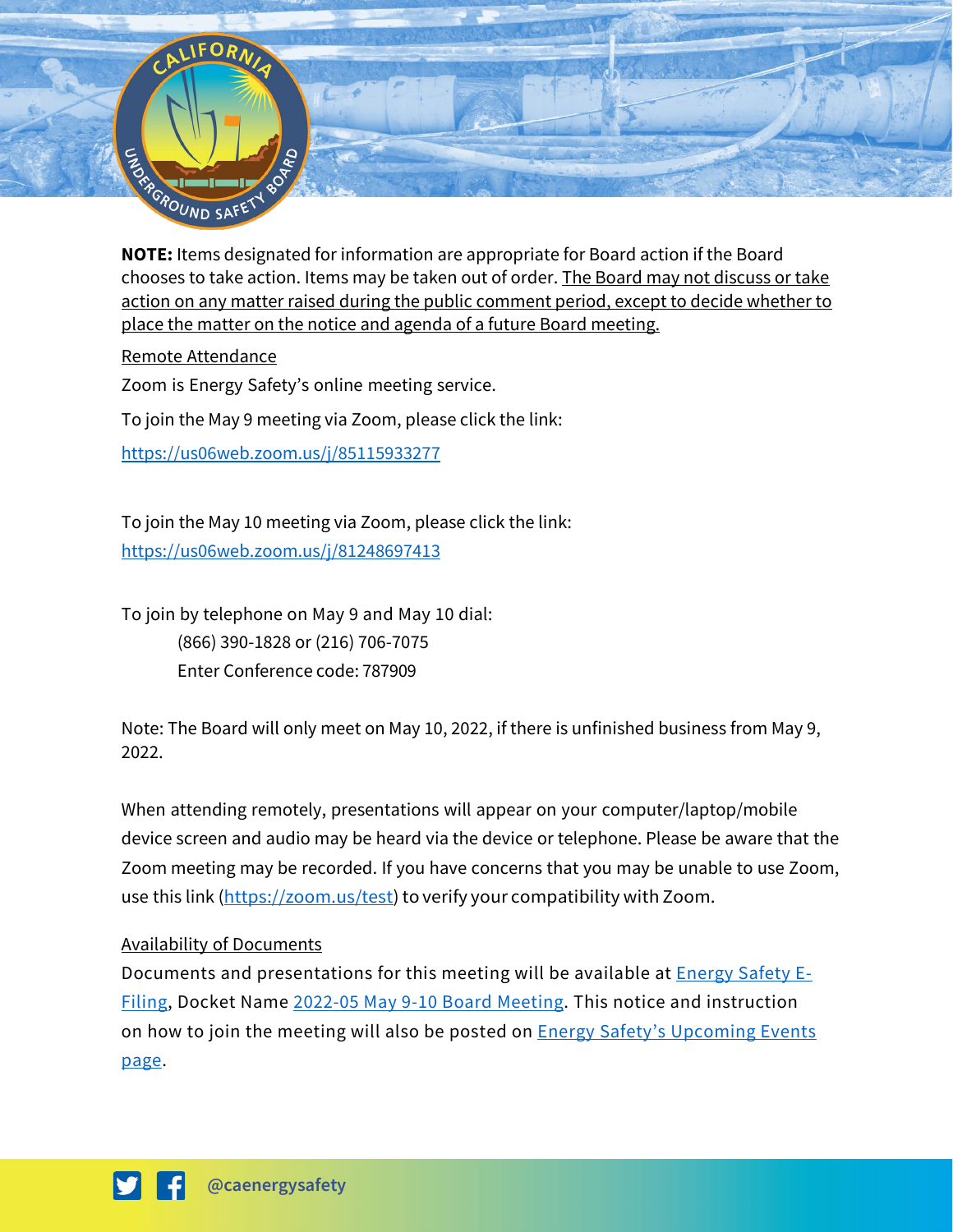**NOTE:** Items designated for information are appropriate for Board action if the Board chooses to take action. Items may be taken out of order. The Board may not discuss or take action on any matter raised during the public comment period, except to decide whether to place the matter on the notice and agenda of a future Board meeting.

Remote Attendance

Zoom is Energy Safety's online meeting service.

To join the May 9 meeting via Zoom, please click the link:

https://us06web.zoom.us/j/85115933277

To join the May 10 meeting via Zoom, please click the link:
https://us06web.zoom.us/j/81248697413

To join by telephone on May 9 and May 10 dial:
(866) 390-1828 or (216) 706-7075
Enter Conference code: 787909

Note: The Board will only meet on May 10, 2022, if there is unfinished business from May 9, 2022.

When attending remotely, presentations will appear on your computer/laptop/mobile device screen and audio may be heard via the device or telephone. Please be aware that the Zoom meeting may be recorded. If you have concerns that you may be unable to use Zoom, use this link (https://zoom.us/test) to verify your compatibility with Zoom.

Availability of Documents

Documents and presentations for this meeting will be available at Energy Safety E-Filing, Docket Name 2022-05 May 9-10 Board Meeting. This notice and instruction on how to join the meeting will also be posted on Energy Safety's Upcoming Events page.

@caenergysafety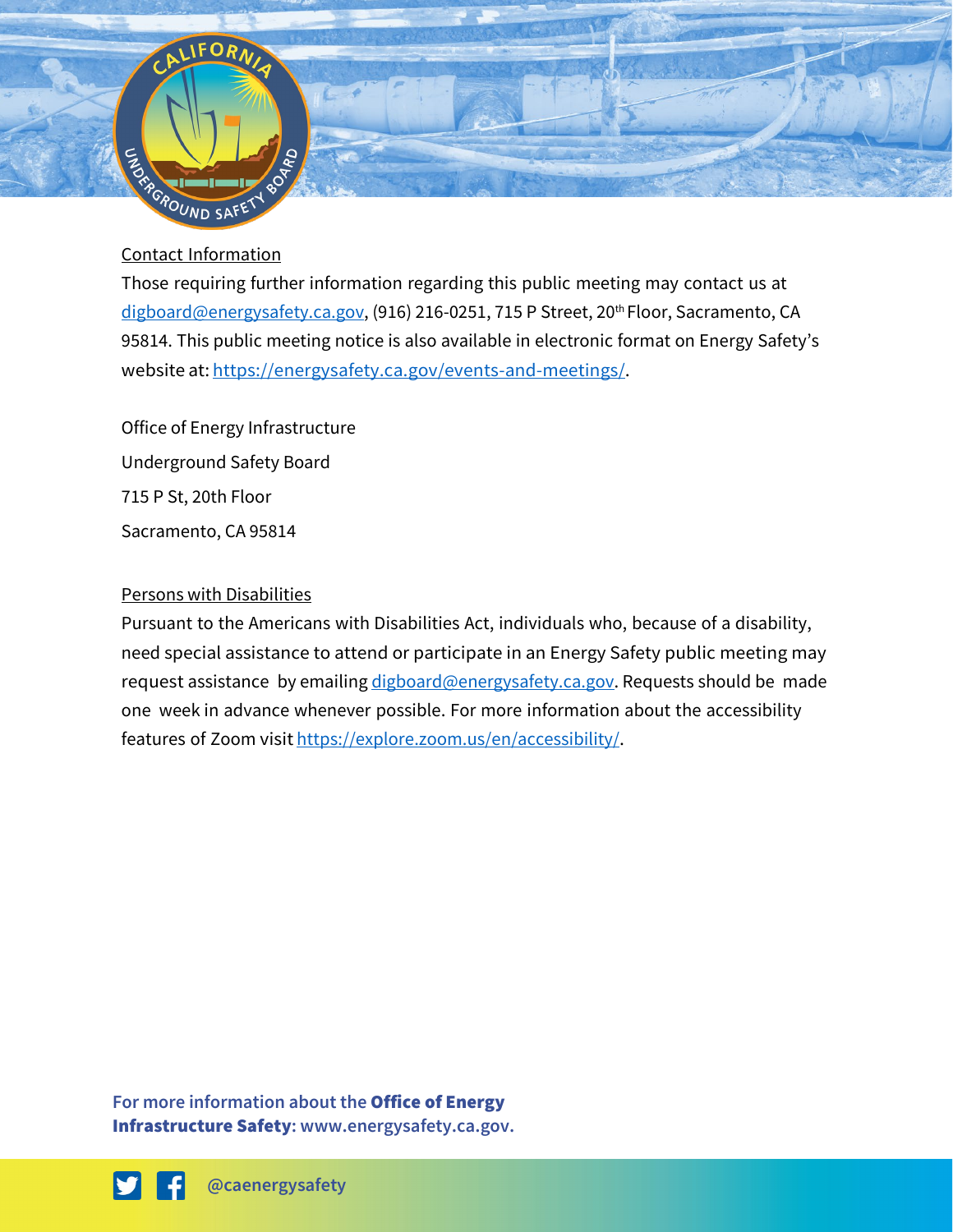Contact Information

Those requiring further information regarding this public meeting may contact us at digboard@energysafety.ca.gov, (916) 216-0251, 715 P Street, 20th Floor, Sacramento, CA 95814. This public meeting notice is also available in electronic format on Energy Safety's website at: https://energysafety.ca.gov/events-and-meetings/.

Office of Energy Infrastructure

Underground Safety Board

715 P St, 20th Floor

Sacramento, CA 95814

Persons with Disabilities

Pursuant to the Americans with Disabilities Act, individuals who, because of a disability, need special assistance to attend or participate in an Energy Safety public meeting may request assistance by emailing digboard@energysafety.ca.gov. Requests should be made one week in advance whenever possible. For more information about the accessibility features of Zoom visit https://explore.zoom.us/en/accessibility/.

For more information about the **Office of Energy Infrastructure Safety**: www.energysafety.ca.gov.

@caenergysafety